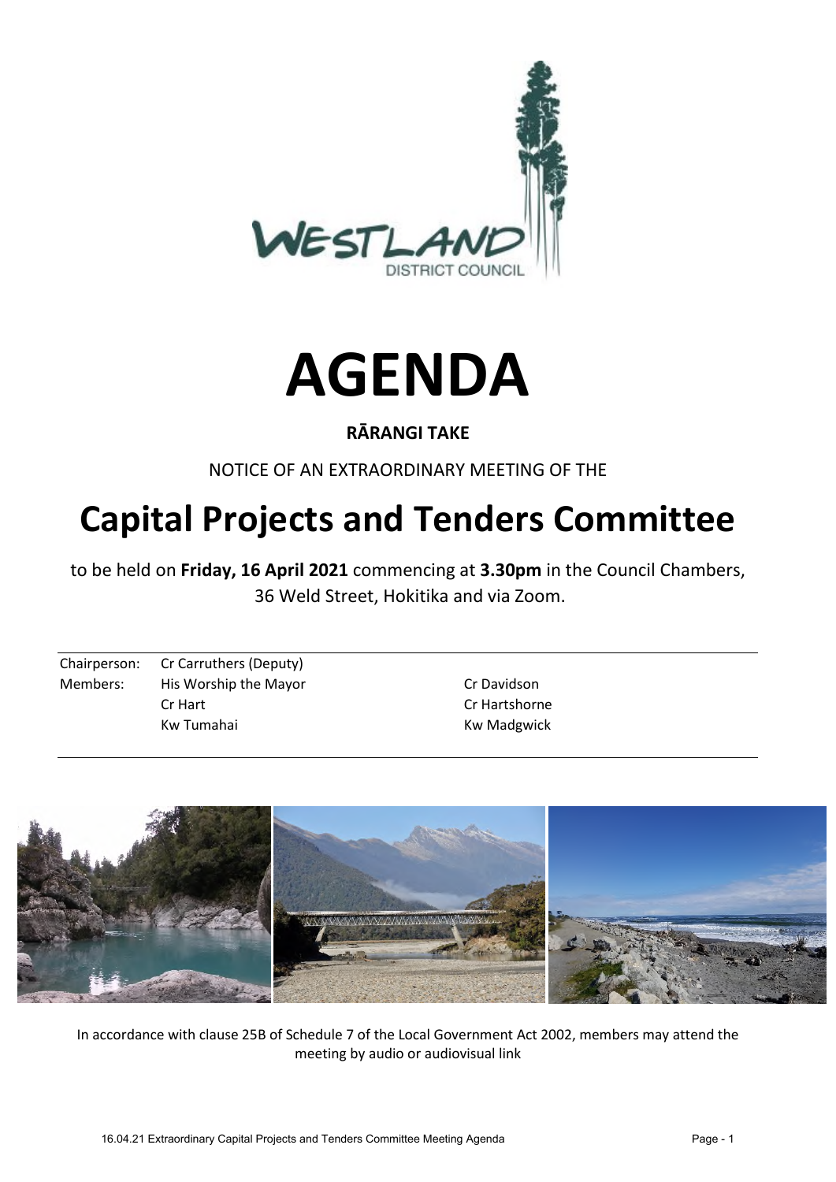# AGENDA

**RĀRANGI TAKE**

NOTICE OF AN EXTRAORDINARY MEETING OF THE

# Capital Projects and Tenders Committee

to be held on **Friday, 16 April 2021** commencing at **3.30pm** in the Council Chambers, 36 Weld Street, Hokitika and via Zoom.

| | | |
|---|---|---|
| Chairperson: | Cr Carruthers (Deputy) | |
| Members: | His Worship the Mayor | Cr Davidson |
| | Cr Hart | Cr Hartshorne |
| | Kw Tumahai | Kw Madgwick |

In accordance with clause 25B of Schedule 7 of the Local Government Act 2002, members may attend the meeting by audio or audiovisual link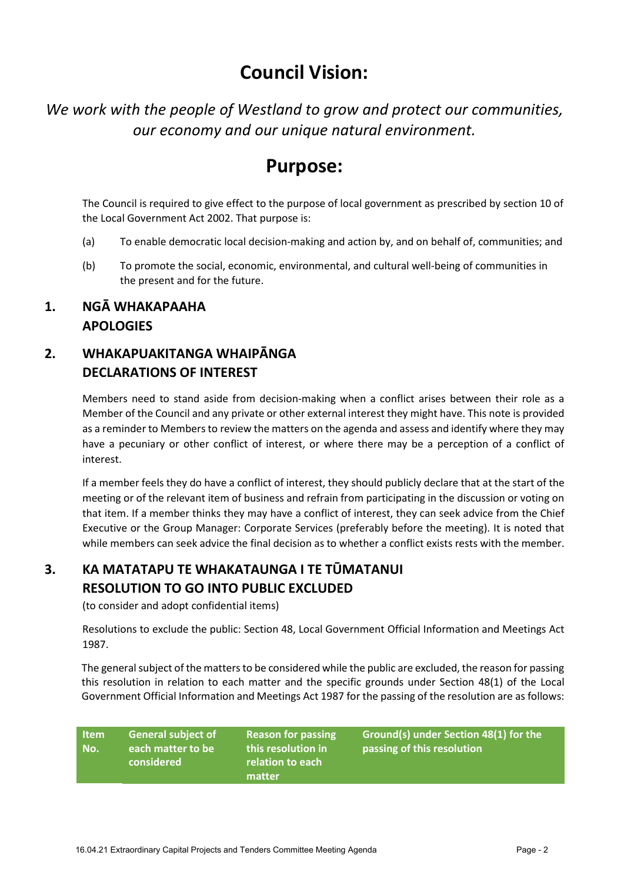# Council Vision:

*We work with the people of Westland to grow and protect our communities, our economy and our unique natural environment.*

# Purpose:

The Council is required to give effect to the purpose of local government as prescribed by section 10 of the Local Government Act 2002. That purpose is:

(a) To enable democratic local decision-making and action by, and on behalf of, communities; and

(b) To promote the social, economic, environmental, and cultural well-being of communities in the present and for the future.

## 1. NGĀ WHAKAPAAHA APOLOGIES

## 2. WHAKAPUAKITANGA WHAIPĀNGA DECLARATIONS OF INTEREST

Members need to stand aside from decision-making when a conflict arises between their role as a Member of the Council and any private or other external interest they might have. This note is provided as a reminder to Members to review the matters on the agenda and assess and identify where they may have a pecuniary or other conflict of interest, or where there may be a perception of a conflict of interest.

If a member feels they do have a conflict of interest, they should publicly declare that at the start of the meeting or of the relevant item of business and refrain from participating in the discussion or voting on that item. If a member thinks they may have a conflict of interest, they can seek advice from the Chief Executive or the Group Manager: Corporate Services (preferably before the meeting). It is noted that while members can seek advice the final decision as to whether a conflict exists rests with the member.

## 3. KA MATATAPU TE WHAKATAUNGA I TE TŪMATANUI RESOLUTION TO GO INTO PUBLIC EXCLUDED

(to consider and adopt confidential items)

Resolutions to exclude the public: Section 48, Local Government Official Information and Meetings Act 1987.

The general subject of the matters to be considered while the public are excluded, the reason for passing this resolution in relation to each matter and the specific grounds under Section 48(1) of the Local Government Official Information and Meetings Act 1987 for the passing of the resolution are as follows:

| Item No. | General subject of each matter to be considered | Reason for passing this resolution in relation to each matter | Ground(s) under Section 48(1) for the passing of this resolution |
|---|---|---|---|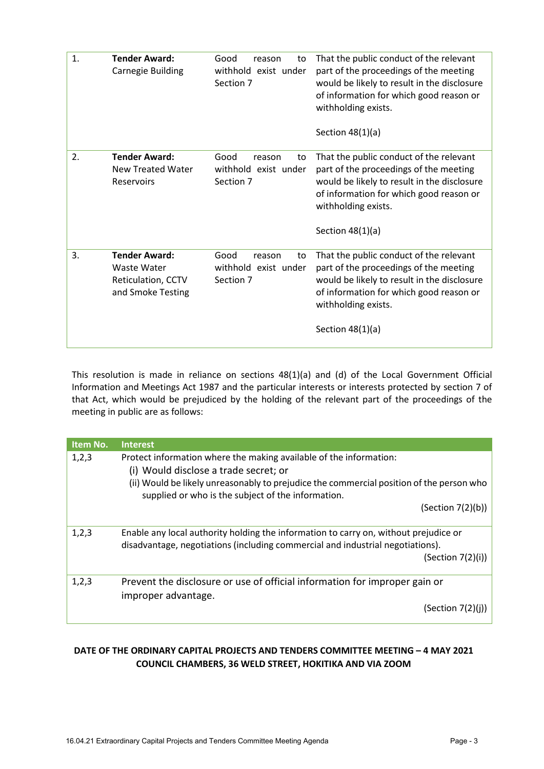| | | | |
|---|---|---|---|
| 1. | **Tender Award:** Carnegie Building | Good reason to withhold exist under Section 7 | That the public conduct of the relevant part of the proceedings of the meeting would be likely to result in the disclosure of information for which good reason or withholding exists.<br><br>Section 48(1)(a) |
| 2. | **Tender Award:** New Treated Water Reservoirs | Good reason to withhold exist under Section 7 | That the public conduct of the relevant part of the proceedings of the meeting would be likely to result in the disclosure of information for which good reason or withholding exists.<br><br>Section 48(1)(a) |
| 3. | **Tender Award:** Waste Water Reticulation, CCTV and Smoke Testing | Good reason to withhold exist under Section 7 | That the public conduct of the relevant part of the proceedings of the meeting would be likely to result in the disclosure of information for which good reason or withholding exists.<br><br>Section 48(1)(a) |

This resolution is made in reliance on sections 48(1)(a) and (d) of the Local Government Official Information and Meetings Act 1987 and the particular interests or interests protected by section 7 of that Act, which would be prejudiced by the holding of the relevant part of the proceedings of the meeting in public are as follows:

| Item No. | Interest |
|---|---|
| 1,2,3 | Protect information where the making available of the information:<br>(i) Would disclose a trade secret; or<br>(ii) Would be likely unreasonably to prejudice the commercial position of the person who supplied or who is the subject of the information.<br>(Section 7(2)(b)) |
| 1,2,3 | Enable any local authority holding the information to carry on, without prejudice or disadvantage, negotiations (including commercial and industrial negotiations).<br>(Section 7(2)(i)) |
| 1,2,3 | Prevent the disclosure or use of official information for improper gain or improper advantage.<br>(Section 7(2)(j)) |

**DATE OF THE ORDINARY CAPITAL PROJECTS AND TENDERS COMMITTEE MEETING – 4 MAY 2021**
**COUNCIL CHAMBERS, 36 WELD STREET, HOKITIKA AND VIA ZOOM**